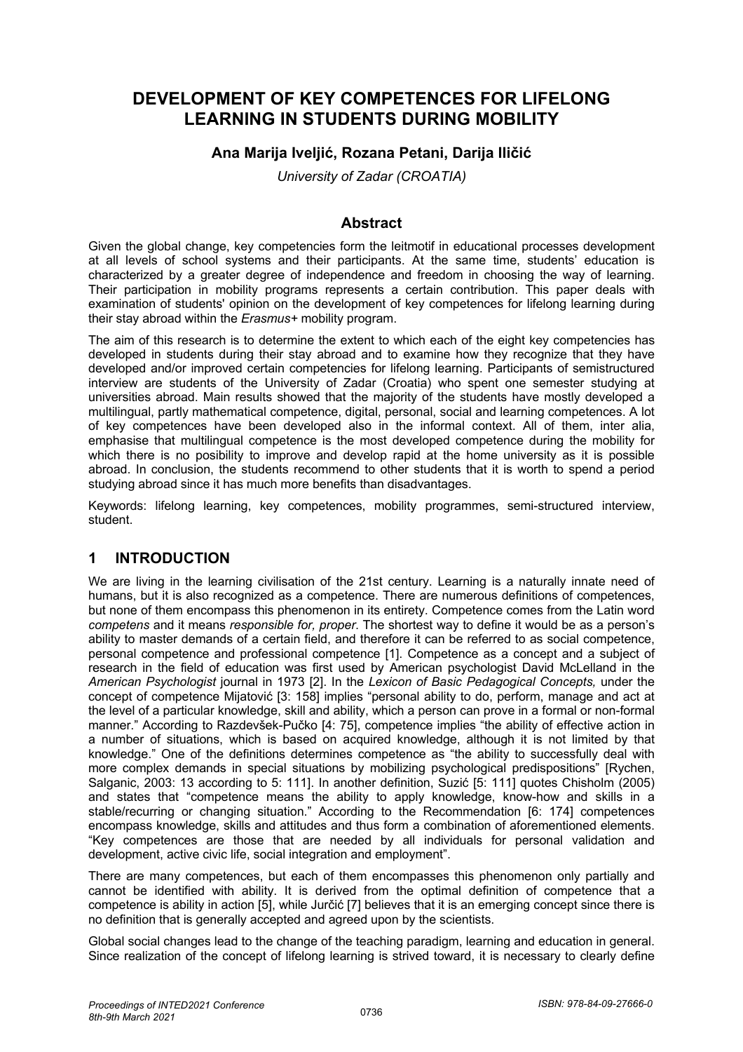# DEVELOPMENT OF KEY COMPETENCES FOR LIFELONG LEARNING IN STUDENTS DURING MOBILITY

**Ana Marija Iveljić, Rozana Petani, Darija Iličić**

*University of Zadar (CROATIA)*

## Abstract

Given the global change, key competencies form the leitmotif in educational processes development at all levels of school systems and their participants. At the same time, students' education is characterized by a greater degree of independence and freedom in choosing the way of learning. Their participation in mobility programs represents a certain contribution. This paper deals with examination of students' opinion on the development of key competences for lifelong learning during their stay abroad within the *Erasmus+* mobility program.

The aim of this research is to determine the extent to which each of the eight key competencies has developed in students during their stay abroad and to examine how they recognize that they have developed and/or improved certain competencies for lifelong learning. Participants of semistructured interview are students of the University of Zadar (Croatia) who spent one semester studying at universities abroad. Main results showed that the majority of the students have mostly developed a multilingual, partly mathematical competence, digital, personal, social and learning competences. A lot of key competences have been developed also in the informal context. All of them, inter alia, emphasise that multilingual competence is the most developed competence during the mobility for which there is no posibility to improve and develop rapid at the home university as it is possible abroad. In conclusion, the students recommend to other students that it is worth to spend a period studying abroad since it has much more benefits than disadvantages.

Keywords: lifelong learning, key competences, mobility programmes, semi-structured interview, student.

## 1 INTRODUCTION

We are living in the learning civilisation of the 21st century. Learning is a naturally innate need of humans, but it is also recognized as a competence. There are numerous definitions of competences, but none of them encompass this phenomenon in its entirety. Competence comes from the Latin word *competens* and it means *responsible for, proper*. The shortest way to define it would be as a person's ability to master demands of a certain field, and therefore it can be referred to as social competence, personal competence and professional competence [1]. Competence as a concept and a subject of research in the field of education was first used by American psychologist David McLelland in the *American Psychologist* journal in 1973 [2]. In the *Lexicon of Basic Pedagogical Concepts,* under the concept of competence Mijatović [3: 158] implies "personal ability to do, perform, manage and act at the level of a particular knowledge, skill and ability, which a person can prove in a formal or non-formal manner." According to Razdevšek-Pučko [4: 75], competence implies "the ability of effective action in a number of situations, which is based on acquired knowledge, although it is not limited by that knowledge." One of the definitions determines competence as "the ability to successfully deal with more complex demands in special situations by mobilizing psychological predispositions" [Rychen, Salganic, 2003: 13 according to 5: 111]. In another definition, Suzić [5: 111] quotes Chisholm (2005) and states that "competence means the ability to apply knowledge, know-how and skills in a stable/recurring or changing situation." According to the Recommendation [6: 174] competences encompass knowledge, skills and attitudes and thus form a combination of aforementioned elements. "Key competences are those that are needed by all individuals for personal validation and development, active civic life, social integration and employment".

There are many competences, but each of them encompasses this phenomenon only partially and cannot be identified with ability. It is derived from the optimal definition of competence that a competence is ability in action [5], while Jurčić [7] believes that it is an emerging concept since there is no definition that is generally accepted and agreed upon by the scientists.

Global social changes lead to the change of the teaching paradigm, learning and education in general. Since realization of the concept of lifelong learning is strived toward, it is necessary to clearly define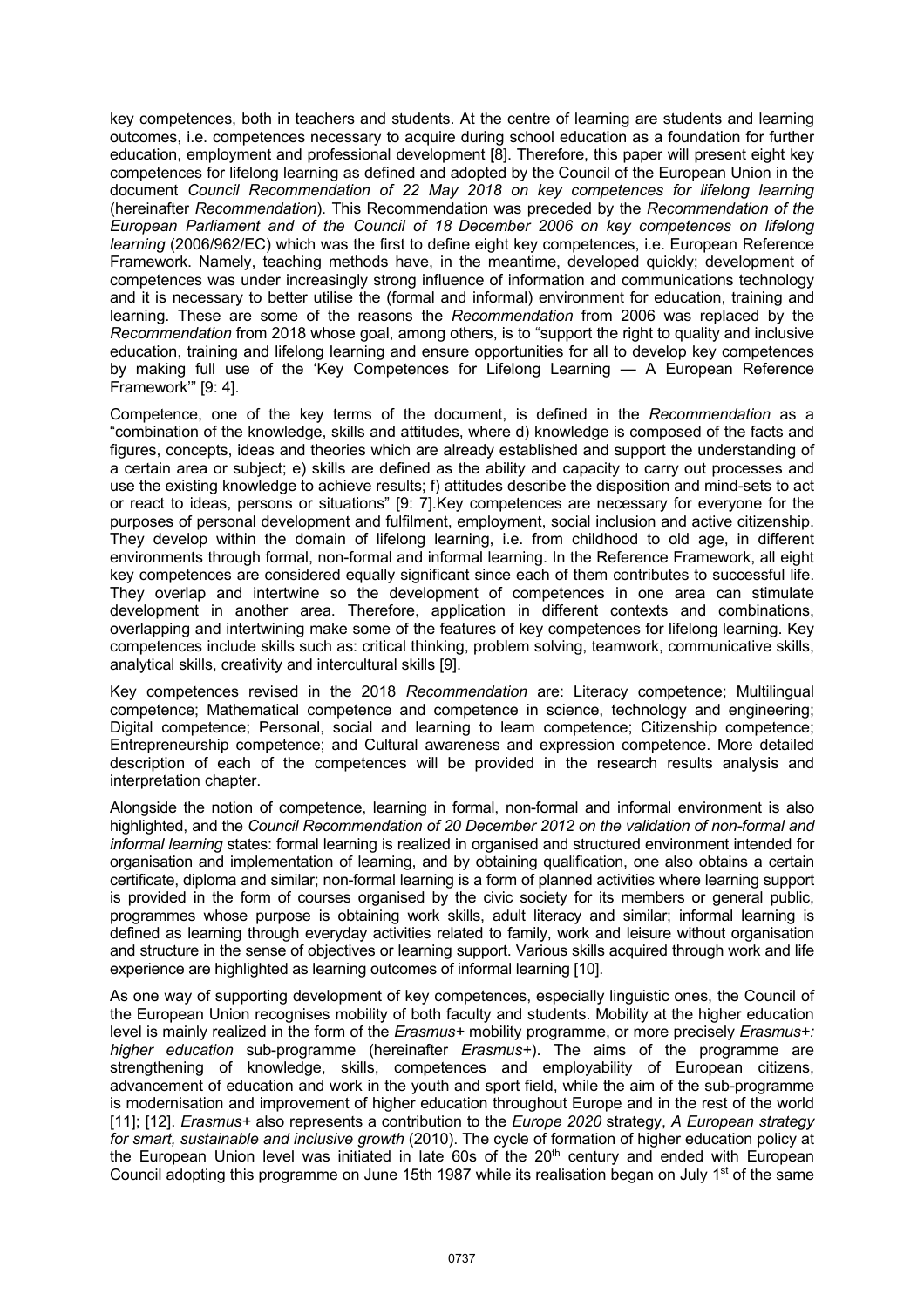key competences, both in teachers and students. At the centre of learning are students and learning outcomes, i.e. competences necessary to acquire during school education as a foundation for further education, employment and professional development [8]. Therefore, this paper will present eight key competences for lifelong learning as defined and adopted by the Council of the European Union in the document *Council Recommendation of 22 May 2018 on key competences for lifelong learning* (hereinafter *Recommendation*). This Recommendation was preceded by the *Recommendation of the European Parliament and of the Council of 18 December 2006 on key competences on lifelong learning* (2006/962/EC) which was the first to define eight key competences, i.e. European Reference Framework. Namely, teaching methods have, in the meantime, developed quickly; development of competences was under increasingly strong influence of information and communications technology and it is necessary to better utilise the (formal and informal) environment for education, training and learning. These are some of the reasons the *Recommendation* from 2006 was replaced by the *Recommendation* from 2018 whose goal, among others, is to "support the right to quality and inclusive education, training and lifelong learning and ensure opportunities for all to develop key competences by making full use of the 'Key Competences for Lifelong Learning — A European Reference Framework'" [9: 4].

Competence, one of the key terms of the document, is defined in the *Recommendation* as a "combination of the knowledge, skills and attitudes, where d) knowledge is composed of the facts and figures, concepts, ideas and theories which are already established and support the understanding of a certain area or subject; e) skills are defined as the ability and capacity to carry out processes and use the existing knowledge to achieve results; f) attitudes describe the disposition and mind-sets to act or react to ideas, persons or situations" [9: 7].Key competences are necessary for everyone for the purposes of personal development and fulfilment, employment, social inclusion and active citizenship. They develop within the domain of lifelong learning, i.e. from childhood to old age, in different environments through formal, non-formal and informal learning. In the Reference Framework, all eight key competences are considered equally significant since each of them contributes to successful life. They overlap and intertwine so the development of competences in one area can stimulate development in another area. Therefore, application in different contexts and combinations, overlapping and intertwining make some of the features of key competences for lifelong learning. Key competences include skills such as: critical thinking, problem solving, teamwork, communicative skills, analytical skills, creativity and intercultural skills [9].

Key competences revised in the 2018 *Recommendation* are: Literacy competence; Multilingual competence; Mathematical competence and competence in science, technology and engineering; Digital competence; Personal, social and learning to learn competence; Citizenship competence; Entrepreneurship competence; and Cultural awareness and expression competence. More detailed description of each of the competences will be provided in the research results analysis and interpretation chapter.

Alongside the notion of competence, learning in formal, non-formal and informal environment is also highlighted, and the *Council Recommendation of 20 December 2012 on the validation of non-formal and informal learning* states: formal learning is realized in organised and structured environment intended for organisation and implementation of learning, and by obtaining qualification, one also obtains a certain certificate, diploma and similar; non-formal learning is a form of planned activities where learning support is provided in the form of courses organised by the civic society for its members or general public, programmes whose purpose is obtaining work skills, adult literacy and similar; informal learning is defined as learning through everyday activities related to family, work and leisure without organisation and structure in the sense of objectives or learning support. Various skills acquired through work and life experience are highlighted as learning outcomes of informal learning [10].

As one way of supporting development of key competences, especially linguistic ones, the Council of the European Union recognises mobility of both faculty and students. Mobility at the higher education level is mainly realized in the form of the *Erasmus+* mobility programme, or more precisely *Erasmus+: higher education* sub-programme (hereinafter *Erasmus+*). The aims of the programme are strengthening of knowledge, skills, competences and employability of European citizens, advancement of education and work in the youth and sport field, while the aim of the sub-programme is modernisation and improvement of higher education throughout Europe and in the rest of the world [11]; [12]. *Erasmus+* also represents a contribution to the *Europe 2020* strategy, *A European strategy for smart, sustainable and inclusive growth* (2010). The cycle of formation of higher education policy at the European Union level was initiated in late 60s of the 20th century and ended with European Council adopting this programme on June 15th 1987 while its realisation began on July 1st of the same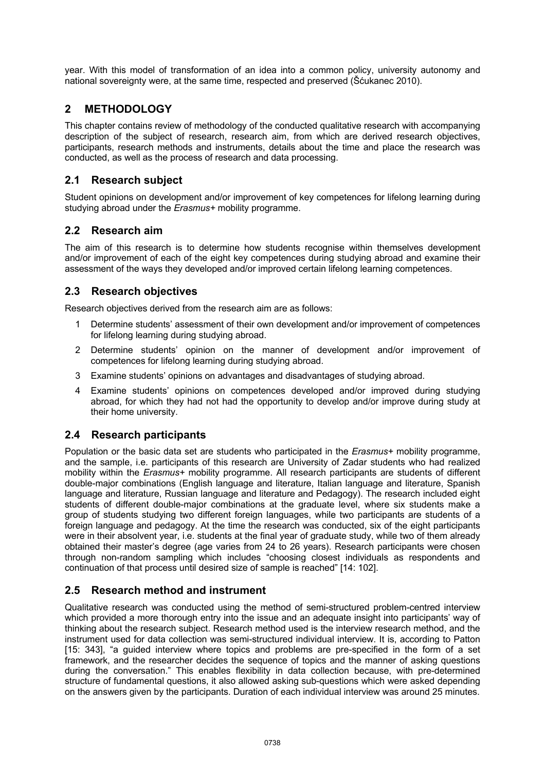year. With this model of transformation of an idea into a common policy, university autonomy and national sovereignty were, at the same time, respected and preserved (Šćukanec 2010).

## 2 METHODOLOGY

This chapter contains review of methodology of the conducted qualitative research with accompanying description of the subject of research, research aim, from which are derived research objectives, participants, research methods and instruments, details about the time and place the research was conducted, as well as the process of research and data processing.

### 2.1 Research subject

Student opinions on development and/or improvement of key competences for lifelong learning during studying abroad under the *Erasmus+* mobility programme.

### 2.2 Research aim

The aim of this research is to determine how students recognise within themselves development and/or improvement of each of the eight key competences during studying abroad and examine their assessment of the ways they developed and/or improved certain lifelong learning competences.

### 2.3 Research objectives

Research objectives derived from the research aim are as follows:

1. Determine students' assessment of their own development and/or improvement of competences for lifelong learning during studying abroad.
2. Determine students' opinion on the manner of development and/or improvement of competences for lifelong learning during studying abroad.
3. Examine students' opinions on advantages and disadvantages of studying abroad.
4. Examine students' opinions on competences developed and/or improved during studying abroad, for which they had not had the opportunity to develop and/or improve during study at their home university.

### 2.4 Research participants

Population or the basic data set are students who participated in the *Erasmus+* mobility programme, and the sample, i.e. participants of this research are University of Zadar students who had realized mobility within the *Erasmus+* mobility programme. All research participants are students of different double-major combinations (English language and literature, Italian language and literature, Spanish language and literature, Russian language and literature and Pedagogy). The research included eight students of different double-major combinations at the graduate level, where six students make a group of students studying two different foreign languages, while two participants are students of a foreign language and pedagogy. At the time the research was conducted, six of the eight participants were in their absolvent year, i.e. students at the final year of graduate study, while two of them already obtained their master's degree (age varies from 24 to 26 years). Research participants were chosen through non-random sampling which includes "choosing closest individuals as respondents and continuation of that process until desired size of sample is reached" [14: 102].

### 2.5 Research method and instrument

Qualitative research was conducted using the method of semi-structured problem-centred interview which provided a more thorough entry into the issue and an adequate insight into participants' way of thinking about the research subject. Research method used is the interview research method, and the instrument used for data collection was semi-structured individual interview. It is, according to Patton [15: 343], "a guided interview where topics and problems are pre-specified in the form of a set framework, and the researcher decides the sequence of topics and the manner of asking questions during the conversation." This enables flexibility in data collection because, with pre-determined structure of fundamental questions, it also allowed asking sub-questions which were asked depending on the answers given by the participants. Duration of each individual interview was around 25 minutes.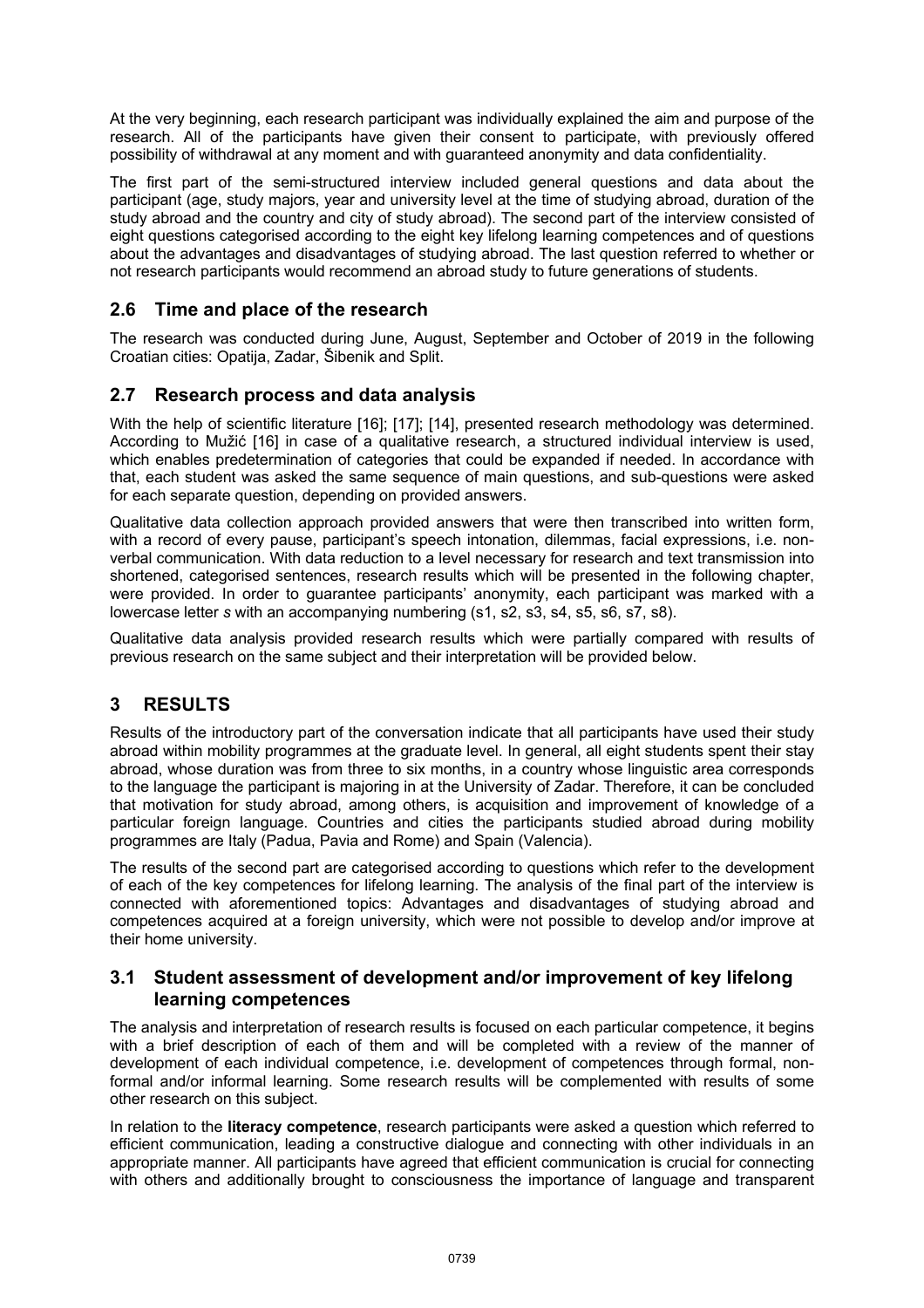At the very beginning, each research participant was individually explained the aim and purpose of the research. All of the participants have given their consent to participate, with previously offered possibility of withdrawal at any moment and with guaranteed anonymity and data confidentiality.

The first part of the semi-structured interview included general questions and data about the participant (age, study majors, year and university level at the time of studying abroad, duration of the study abroad and the country and city of study abroad). The second part of the interview consisted of eight questions categorised according to the eight key lifelong learning competences and of questions about the advantages and disadvantages of studying abroad. The last question referred to whether or not research participants would recommend an abroad study to future generations of students.

## 2.6 Time and place of the research

The research was conducted during June, August, September and October of 2019 in the following Croatian cities: Opatija, Zadar, Šibenik and Split.

## 2.7 Research process and data analysis

With the help of scientific literature [16]; [17]; [14], presented research methodology was determined. According to Mužić [16] in case of a qualitative research, a structured individual interview is used, which enables predetermination of categories that could be expanded if needed. In accordance with that, each student was asked the same sequence of main questions, and sub-questions were asked for each separate question, depending on provided answers.

Qualitative data collection approach provided answers that were then transcribed into written form, with a record of every pause, participant's speech intonation, dilemmas, facial expressions, i.e. non-verbal communication. With data reduction to a level necessary for research and text transmission into shortened, categorised sentences, research results which will be presented in the following chapter, were provided. In order to guarantee participants' anonymity, each participant was marked with a lowercase letter *s* with an accompanying numbering (s1, s2, s3, s4, s5, s6, s7, s8).

Qualitative data analysis provided research results which were partially compared with results of previous research on the same subject and their interpretation will be provided below.

# 3 RESULTS

Results of the introductory part of the conversation indicate that all participants have used their study abroad within mobility programmes at the graduate level. In general, all eight students spent their stay abroad, whose duration was from three to six months, in a country whose linguistic area corresponds to the language the participant is majoring in at the University of Zadar. Therefore, it can be concluded that motivation for study abroad, among others, is acquisition and improvement of knowledge of a particular foreign language. Countries and cities the participants studied abroad during mobility programmes are Italy (Padua, Pavia and Rome) and Spain (Valencia).

The results of the second part are categorised according to questions which refer to the development of each of the key competences for lifelong learning. The analysis of the final part of the interview is connected with aforementioned topics: Advantages and disadvantages of studying abroad and competences acquired at a foreign university, which were not possible to develop and/or improve at their home university.

## 3.1 Student assessment of development and/or improvement of key lifelong learning competences

The analysis and interpretation of research results is focused on each particular competence, it begins with a brief description of each of them and will be completed with a review of the manner of development of each individual competence, i.e. development of competences through formal, non-formal and/or informal learning. Some research results will be complemented with results of some other research on this subject.

In relation to the **literacy competence**, research participants were asked a question which referred to efficient communication, leading a constructive dialogue and connecting with other individuals in an appropriate manner. All participants have agreed that efficient communication is crucial for connecting with others and additionally brought to consciousness the importance of language and transparent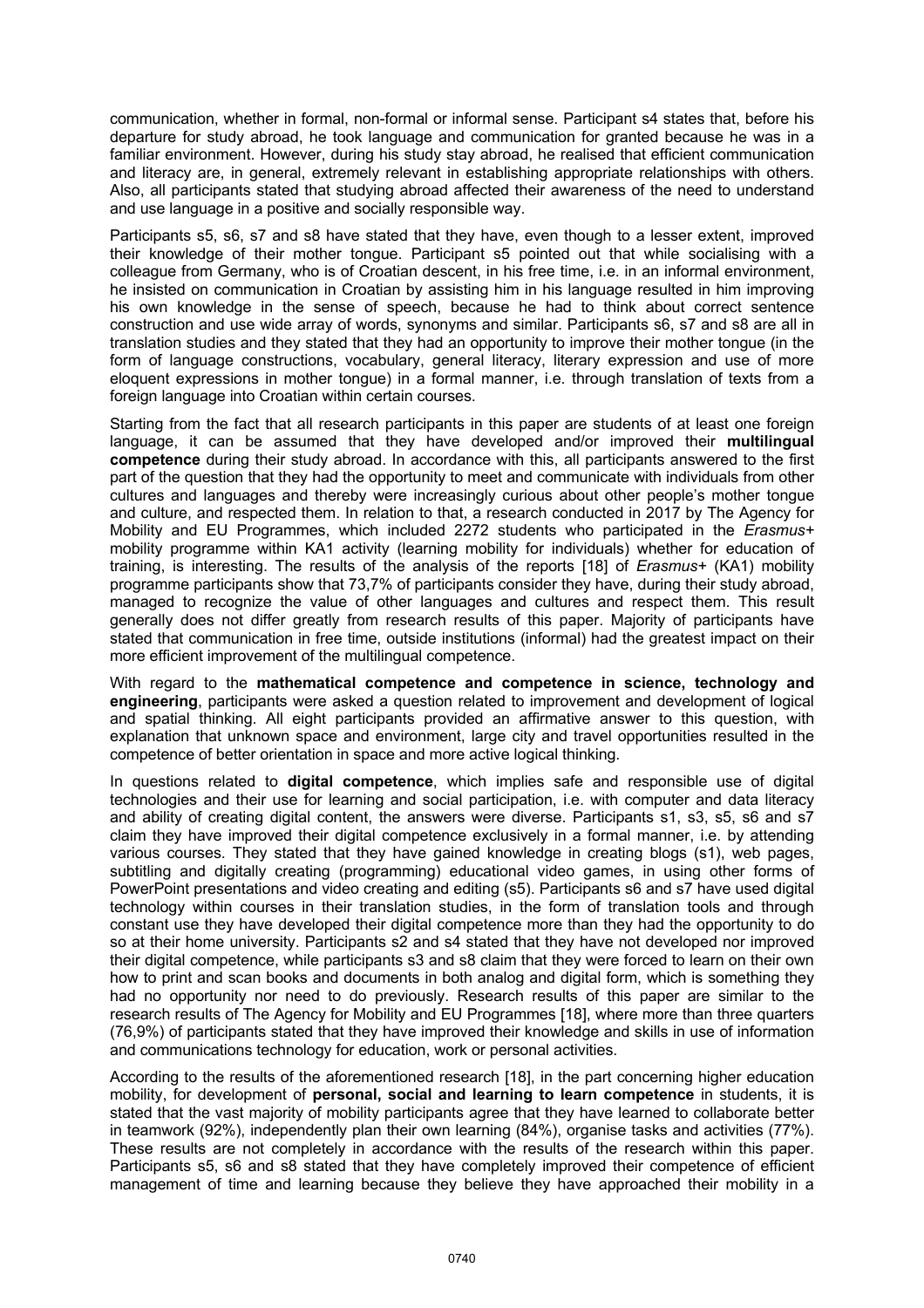communication, whether in formal, non-formal or informal sense. Participant s4 states that, before his departure for study abroad, he took language and communication for granted because he was in a familiar environment. However, during his study stay abroad, he realised that efficient communication and literacy are, in general, extremely relevant in establishing appropriate relationships with others. Also, all participants stated that studying abroad affected their awareness of the need to understand and use language in a positive and socially responsible way.

Participants s5, s6, s7 and s8 have stated that they have, even though to a lesser extent, improved their knowledge of their mother tongue. Participant s5 pointed out that while socialising with a colleague from Germany, who is of Croatian descent, in his free time, i.e. in an informal environment, he insisted on communication in Croatian by assisting him in his language resulted in him improving his own knowledge in the sense of speech, because he had to think about correct sentence construction and use wide array of words, synonyms and similar. Participants s6, s7 and s8 are all in translation studies and they stated that they had an opportunity to improve their mother tongue (in the form of language constructions, vocabulary, general literacy, literary expression and use of more eloquent expressions in mother tongue) in a formal manner, i.e. through translation of texts from a foreign language into Croatian within certain courses.

Starting from the fact that all research participants in this paper are students of at least one foreign language, it can be assumed that they have developed and/or improved their **multilingual competence** during their study abroad. In accordance with this, all participants answered to the first part of the question that they had the opportunity to meet and communicate with individuals from other cultures and languages and thereby were increasingly curious about other people's mother tongue and culture, and respected them. In relation to that, a research conducted in 2017 by The Agency for Mobility and EU Programmes, which included 2272 students who participated in the *Erasmus+* mobility programme within KA1 activity (learning mobility for individuals) whether for education of training, is interesting. The results of the analysis of the reports [18] of *Erasmus+* (KA1) mobility programme participants show that 73,7% of participants consider they have, during their study abroad, managed to recognize the value of other languages and cultures and respect them. This result generally does not differ greatly from research results of this paper. Majority of participants have stated that communication in free time, outside institutions (informal) had the greatest impact on their more efficient improvement of the multilingual competence.

With regard to the **mathematical competence and competence in science, technology and engineering**, participants were asked a question related to improvement and development of logical and spatial thinking. All eight participants provided an affirmative answer to this question, with explanation that unknown space and environment, large city and travel opportunities resulted in the competence of better orientation in space and more active logical thinking.

In questions related to **digital competence**, which implies safe and responsible use of digital technologies and their use for learning and social participation, i.e. with computer and data literacy and ability of creating digital content, the answers were diverse. Participants s1, s3, s5, s6 and s7 claim they have improved their digital competence exclusively in a formal manner, i.e. by attending various courses. They stated that they have gained knowledge in creating blogs (s1), web pages, subtitling and digitally creating (programming) educational video games, in using other forms of PowerPoint presentations and video creating and editing (s5). Participants s6 and s7 have used digital technology within courses in their translation studies, in the form of translation tools and through constant use they have developed their digital competence more than they had the opportunity to do so at their home university. Participants s2 and s4 stated that they have not developed nor improved their digital competence, while participants s3 and s8 claim that they were forced to learn on their own how to print and scan books and documents in both analog and digital form, which is something they had no opportunity nor need to do previously. Research results of this paper are similar to the research results of The Agency for Mobility and EU Programmes [18], where more than three quarters (76,9%) of participants stated that they have improved their knowledge and skills in use of information and communications technology for education, work or personal activities.

According to the results of the aforementioned research [18], in the part concerning higher education mobility, for development of **personal, social and learning to learn competence** in students, it is stated that the vast majority of mobility participants agree that they have learned to collaborate better in teamwork (92%), independently plan their own learning (84%), organise tasks and activities (77%). These results are not completely in accordance with the results of the research within this paper. Participants s5, s6 and s8 stated that they have completely improved their competence of efficient management of time and learning because they believe they have approached their mobility in a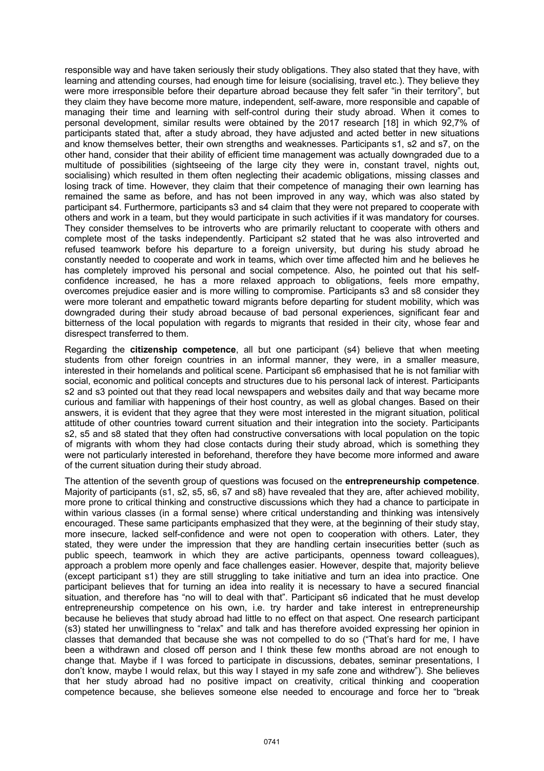responsible way and have taken seriously their study obligations. They also stated that they have, with learning and attending courses, had enough time for leisure (socialising, travel etc.). They believe they were more irresponsible before their departure abroad because they felt safer "in their territory", but they claim they have become more mature, independent, self-aware, more responsible and capable of managing their time and learning with self-control during their study abroad. When it comes to personal development, similar results were obtained by the 2017 research [18] in which 92,7% of participants stated that, after a study abroad, they have adjusted and acted better in new situations and know themselves better, their own strengths and weaknesses. Participants s1, s2 and s7, on the other hand, consider that their ability of efficient time management was actually downgraded due to a multitude of possibilities (sightseeing of the large city they were in, constant travel, nights out, socialising) which resulted in them often neglecting their academic obligations, missing classes and losing track of time. However, they claim that their competence of managing their own learning has remained the same as before, and has not been improved in any way, which was also stated by participant s4. Furthermore, participants s3 and s4 claim that they were not prepared to cooperate with others and work in a team, but they would participate in such activities if it was mandatory for courses. They consider themselves to be introverts who are primarily reluctant to cooperate with others and complete most of the tasks independently. Participant s2 stated that he was also introverted and refused teamwork before his departure to a foreign university, but during his study abroad he constantly needed to cooperate and work in teams, which over time affected him and he believes he has completely improved his personal and social competence. Also, he pointed out that his self-confidence increased, he has a more relaxed approach to obligations, feels more empathy, overcomes prejudice easier and is more willing to compromise. Participants s3 and s8 consider they were more tolerant and empathetic toward migrants before departing for student mobility, which was downgraded during their study abroad because of bad personal experiences, significant fear and bitterness of the local population with regards to migrants that resided in their city, whose fear and disrespect transferred to them.

Regarding the **citizenship competence**, all but one participant (s4) believe that when meeting students from other foreign countries in an informal manner, they were, in a smaller measure, interested in their homelands and political scene. Participant s6 emphasised that he is not familiar with social, economic and political concepts and structures due to his personal lack of interest. Participants s2 and s3 pointed out that they read local newspapers and websites daily and that way became more curious and familiar with happenings of their host country, as well as global changes. Based on their answers, it is evident that they agree that they were most interested in the migrant situation, political attitude of other countries toward current situation and their integration into the society. Participants s2, s5 and s8 stated that they often had constructive conversations with local population on the topic of migrants with whom they had close contacts during their study abroad, which is something they were not particularly interested in beforehand, therefore they have become more informed and aware of the current situation during their study abroad.

The attention of the seventh group of questions was focused on the **entrepreneurship competence**. Majority of participants (s1, s2, s5, s6, s7 and s8) have revealed that they are, after achieved mobility, more prone to critical thinking and constructive discussions which they had a chance to participate in within various classes (in a formal sense) where critical understanding and thinking was intensively encouraged. These same participants emphasized that they were, at the beginning of their study stay, more insecure, lacked self-confidence and were not open to cooperation with others. Later, they stated, they were under the impression that they are handling certain insecurities better (such as public speech, teamwork in which they are active participants, openness toward colleagues), approach a problem more openly and face challenges easier. However, despite that, majority believe (except participant s1) they are still struggling to take initiative and turn an idea into practice. One participant believes that for turning an idea into reality it is necessary to have a secured financial situation, and therefore has "no will to deal with that". Participant s6 indicated that he must develop entrepreneurship competence on his own, i.e. try harder and take interest in entrepreneurship because he believes that study abroad had little to no effect on that aspect. One research participant (s3) stated her unwillingness to "relax" and talk and has therefore avoided expressing her opinion in classes that demanded that because she was not compelled to do so ("That's hard for me, I have been a withdrawn and closed off person and I think these few months abroad are not enough to change that. Maybe if I was forced to participate in discussions, debates, seminar presentations, I don't know, maybe I would relax, but this way I stayed in my safe zone and withdrew"). She believes that her study abroad had no positive impact on creativity, critical thinking and cooperation competence because, she believes someone else needed to encourage and force her to "break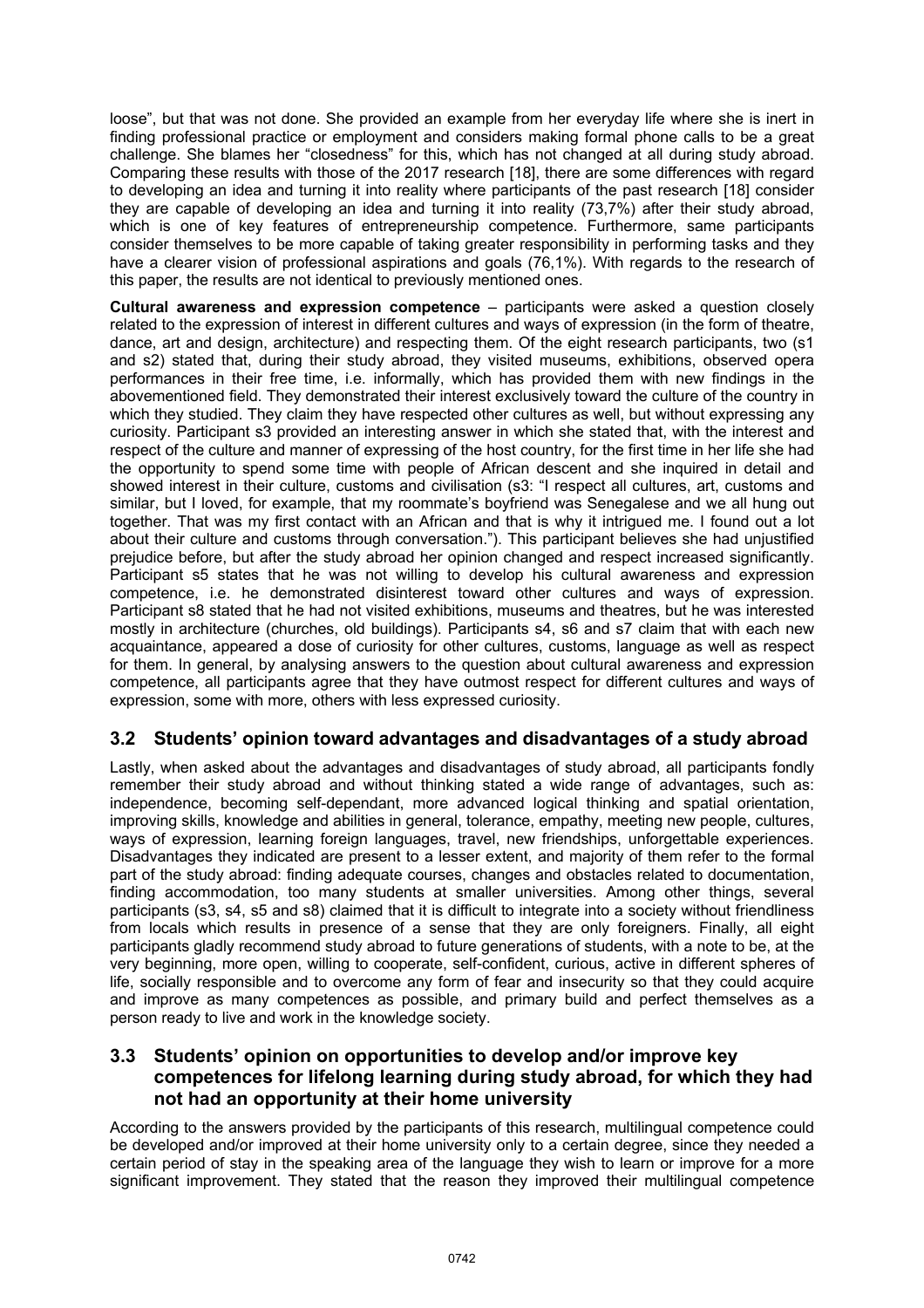loose", but that was not done. She provided an example from her everyday life where she is inert in finding professional practice or employment and considers making formal phone calls to be a great challenge. She blames her "closedness" for this, which has not changed at all during study abroad. Comparing these results with those of the 2017 research [18], there are some differences with regard to developing an idea and turning it into reality where participants of the past research [18] consider they are capable of developing an idea and turning it into reality (73,7%) after their study abroad, which is one of key features of entrepreneurship competence. Furthermore, same participants consider themselves to be more capable of taking greater responsibility in performing tasks and they have a clearer vision of professional aspirations and goals (76,1%). With regards to the research of this paper, the results are not identical to previously mentioned ones.

**Cultural awareness and expression competence** – participants were asked a question closely related to the expression of interest in different cultures and ways of expression (in the form of theatre, dance, art and design, architecture) and respecting them. Of the eight research participants, two (s1 and s2) stated that, during their study abroad, they visited museums, exhibitions, observed opera performances in their free time, i.e. informally, which has provided them with new findings in the abovementioned field. They demonstrated their interest exclusively toward the culture of the country in which they studied. They claim they have respected other cultures as well, but without expressing any curiosity. Participant s3 provided an interesting answer in which she stated that, with the interest and respect of the culture and manner of expressing of the host country, for the first time in her life she had the opportunity to spend some time with people of African descent and she inquired in detail and showed interest in their culture, customs and civilisation (s3: "I respect all cultures, art, customs and similar, but I loved, for example, that my roommate's boyfriend was Senegalese and we all hung out together. That was my first contact with an African and that is why it intrigued me. I found out a lot about their culture and customs through conversation."). This participant believes she had unjustified prejudice before, but after the study abroad her opinion changed and respect increased significantly. Participant s5 states that he was not willing to develop his cultural awareness and expression competence, i.e. he demonstrated disinterest toward other cultures and ways of expression. Participant s8 stated that he had not visited exhibitions, museums and theatres, but he was interested mostly in architecture (churches, old buildings). Participants s4, s6 and s7 claim that with each new acquaintance, appeared a dose of curiosity for other cultures, customs, language as well as respect for them. In general, by analysing answers to the question about cultural awareness and expression competence, all participants agree that they have outmost respect for different cultures and ways of expression, some with more, others with less expressed curiosity.

## 3.2 Students' opinion toward advantages and disadvantages of a study abroad

Lastly, when asked about the advantages and disadvantages of study abroad, all participants fondly remember their study abroad and without thinking stated a wide range of advantages, such as: independence, becoming self-dependant, more advanced logical thinking and spatial orientation, improving skills, knowledge and abilities in general, tolerance, empathy, meeting new people, cultures, ways of expression, learning foreign languages, travel, new friendships, unforgettable experiences. Disadvantages they indicated are present to a lesser extent, and majority of them refer to the formal part of the study abroad: finding adequate courses, changes and obstacles related to documentation, finding accommodation, too many students at smaller universities. Among other things, several participants (s3, s4, s5 and s8) claimed that it is difficult to integrate into a society without friendliness from locals which results in presence of a sense that they are only foreigners. Finally, all eight participants gladly recommend study abroad to future generations of students, with a note to be, at the very beginning, more open, willing to cooperate, self-confident, curious, active in different spheres of life, socially responsible and to overcome any form of fear and insecurity so that they could acquire and improve as many competences as possible, and primary build and perfect themselves as a person ready to live and work in the knowledge society.

## 3.3 Students' opinion on opportunities to develop and/or improve key competences for lifelong learning during study abroad, for which they had not had an opportunity at their home university

According to the answers provided by the participants of this research, multilingual competence could be developed and/or improved at their home university only to a certain degree, since they needed a certain period of stay in the speaking area of the language they wish to learn or improve for a more significant improvement. They stated that the reason they improved their multilingual competence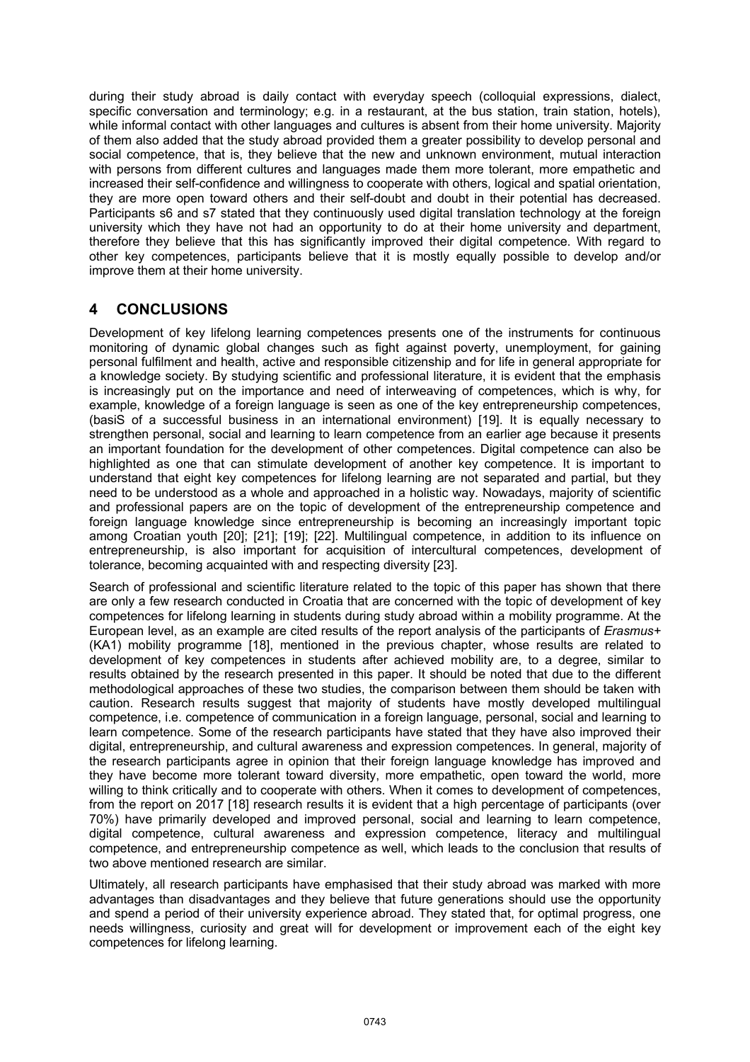during their study abroad is daily contact with everyday speech (colloquial expressions, dialect, specific conversation and terminology; e.g. in a restaurant, at the bus station, train station, hotels), while informal contact with other languages and cultures is absent from their home university. Majority of them also added that the study abroad provided them a greater possibility to develop personal and social competence, that is, they believe that the new and unknown environment, mutual interaction with persons from different cultures and languages made them more tolerant, more empathetic and increased their self-confidence and willingness to cooperate with others, logical and spatial orientation, they are more open toward others and their self-doubt and doubt in their potential has decreased. Participants s6 and s7 stated that they continuously used digital translation technology at the foreign university which they have not had an opportunity to do at their home university and department, therefore they believe that this has significantly improved their digital competence. With regard to other key competences, participants believe that it is mostly equally possible to develop and/or improve them at their home university.

## 4 CONCLUSIONS

Development of key lifelong learning competences presents one of the instruments for continuous monitoring of dynamic global changes such as fight against poverty, unemployment, for gaining personal fulfilment and health, active and responsible citizenship and for life in general appropriate for a knowledge society. By studying scientific and professional literature, it is evident that the emphasis is increasingly put on the importance and need of interweaving of competences, which is why, for example, knowledge of a foreign language is seen as one of the key entrepreneurship competences, (basiS of a successful business in an international environment) [19]. It is equally necessary to strengthen personal, social and learning to learn competence from an earlier age because it presents an important foundation for the development of other competences. Digital competence can also be highlighted as one that can stimulate development of another key competence. It is important to understand that eight key competences for lifelong learning are not separated and partial, but they need to be understood as a whole and approached in a holistic way. Nowadays, majority of scientific and professional papers are on the topic of development of the entrepreneurship competence and foreign language knowledge since entrepreneurship is becoming an increasingly important topic among Croatian youth [20]; [21]; [19]; [22]. Multilingual competence, in addition to its influence on entrepreneurship, is also important for acquisition of intercultural competences, development of tolerance, becoming acquainted with and respecting diversity [23].

Search of professional and scientific literature related to the topic of this paper has shown that there are only a few research conducted in Croatia that are concerned with the topic of development of key competences for lifelong learning in students during study abroad within a mobility programme. At the European level, as an example are cited results of the report analysis of the participants of *Erasmus+* (KA1) mobility programme [18], mentioned in the previous chapter, whose results are related to development of key competences in students after achieved mobility are, to a degree, similar to results obtained by the research presented in this paper. It should be noted that due to the different methodological approaches of these two studies, the comparison between them should be taken with caution. Research results suggest that majority of students have mostly developed multilingual competence, i.e. competence of communication in a foreign language, personal, social and learning to learn competence. Some of the research participants have stated that they have also improved their digital, entrepreneurship, and cultural awareness and expression competences. In general, majority of the research participants agree in opinion that their foreign language knowledge has improved and they have become more tolerant toward diversity, more empathetic, open toward the world, more willing to think critically and to cooperate with others. When it comes to development of competences, from the report on 2017 [18] research results it is evident that a high percentage of participants (over 70%) have primarily developed and improved personal, social and learning to learn competence, digital competence, cultural awareness and expression competence, literacy and multilingual competence, and entrepreneurship competence as well, which leads to the conclusion that results of two above mentioned research are similar.

Ultimately, all research participants have emphasised that their study abroad was marked with more advantages than disadvantages and they believe that future generations should use the opportunity and spend a period of their university experience abroad. They stated that, for optimal progress, one needs willingness, curiosity and great will for development or improvement each of the eight key competences for lifelong learning.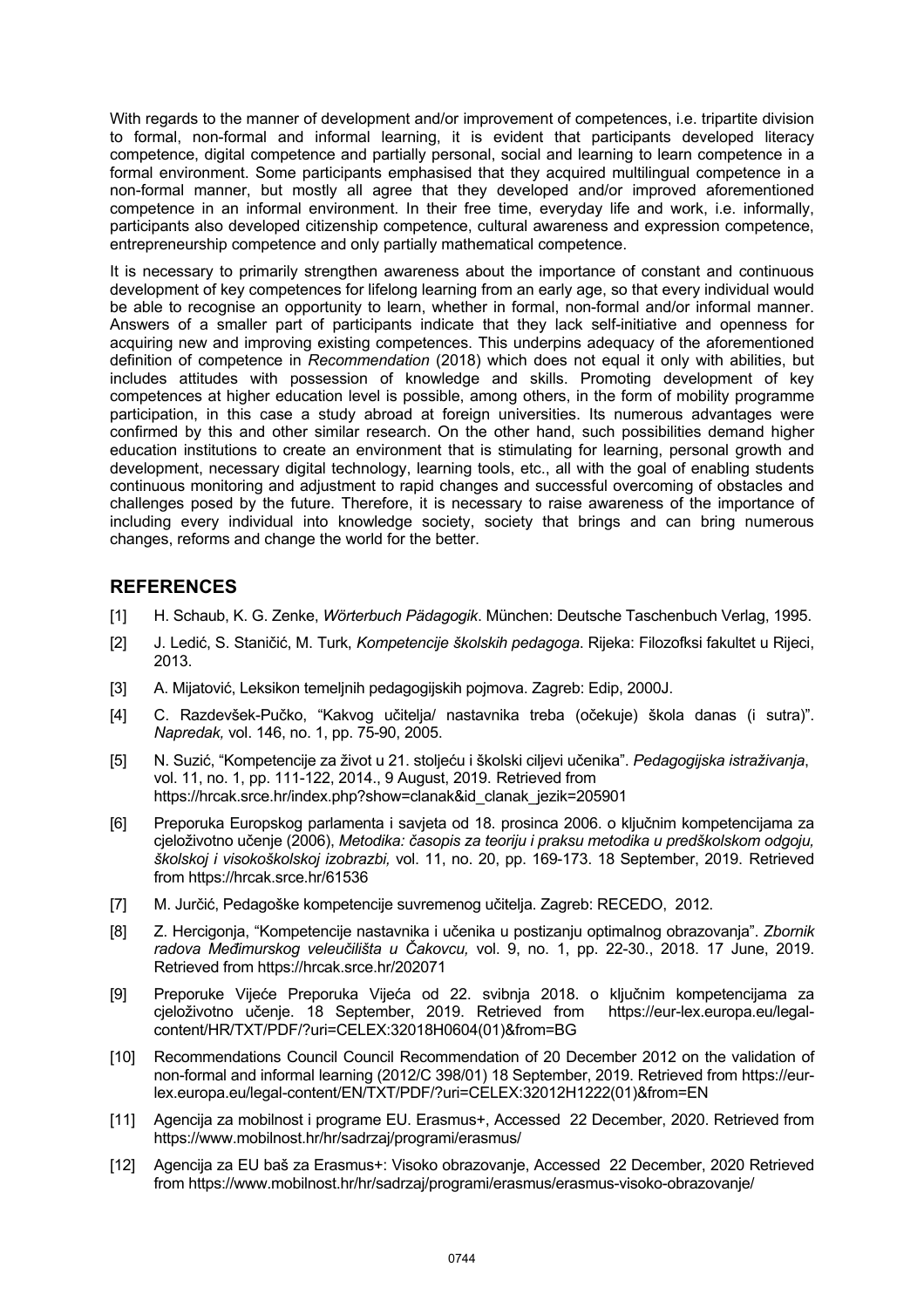With regards to the manner of development and/or improvement of competences, i.e. tripartite division to formal, non-formal and informal learning, it is evident that participants developed literacy competence, digital competence and partially personal, social and learning to learn competence in a formal environment. Some participants emphasised that they acquired multilingual competence in a non-formal manner, but mostly all agree that they developed and/or improved aforementioned competence in an informal environment. In their free time, everyday life and work, i.e. informally, participants also developed citizenship competence, cultural awareness and expression competence, entrepreneurship competence and only partially mathematical competence.

It is necessary to primarily strengthen awareness about the importance of constant and continuous development of key competences for lifelong learning from an early age, so that every individual would be able to recognise an opportunity to learn, whether in formal, non-formal and/or informal manner. Answers of a smaller part of participants indicate that they lack self-initiative and openness for acquiring new and improving existing competences. This underpins adequacy of the aforementioned definition of competence in *Recommendation* (2018) which does not equal it only with abilities, but includes attitudes with possession of knowledge and skills. Promoting development of key competences at higher education level is possible, among others, in the form of mobility programme participation, in this case a study abroad at foreign universities. Its numerous advantages were confirmed by this and other similar research. On the other hand, such possibilities demand higher education institutions to create an environment that is stimulating for learning, personal growth and development, necessary digital technology, learning tools, etc., all with the goal of enabling students continuous monitoring and adjustment to rapid changes and successful overcoming of obstacles and challenges posed by the future. Therefore, it is necessary to raise awareness of the importance of including every individual into knowledge society, society that brings and can bring numerous changes, reforms and change the world for the better.

## REFERENCES

[1] H. Schaub, K. G. Zenke, *Wörterbuch Pädagogik*. München: Deutsche Taschenbuch Verlag, 1995.

[2] J. Ledić, S. Staničić, M. Turk, *Kompetencije školskih pedagoga*. Rijeka: Filozofksi fakultet u Rijeci, 2013.

[3] A. Mijatović, Leksikon temeljnih pedagogijskih pojmova. Zagreb: Edip, 2000J.

[4] C. Razdevšek-Pučko, "Kakvog učitelja/ nastavnika treba (očekuje) škola danas (i sutra)". *Napredak,* vol. 146, no. 1, pp. 75-90, 2005.

[5] N. Suzić, "Kompetencije za život u 21. stoljeću i školski ciljevi učenika". *Pedagogijska istraživanja*, vol. 11, no. 1, pp. 111-122, 2014., 9 August, 2019. Retrieved from https://hrcak.srce.hr/index.php?show=clanak&id_clanak_jezik=205901

[6] Preporuka Europskog parlamenta i savjeta od 18. prosinca 2006. o ključnim kompetencijama za cjeloživotno učenje (2006), *Metodika: časopis za teoriju i praksu metodika u predškolskom odgoju, školskoj i visokoškolskoj izobrazbi,* vol. 11, no. 20, pp. 169-173. 18 September, 2019. Retrieved from https://hrcak.srce.hr/61536

[7] M. Jurčić, Pedagoške kompetencije suvremenog učitelja. Zagreb: RECEDO, 2012.

[8] Z. Hercigonja, "Kompetencije nastavnika i učenika u postizanju optimalnog obrazovanja". *Zbornik radova Međimurskog veleučilišta u Čakovcu,* vol. 9, no. 1, pp. 22-30., 2018. 17 June, 2019. Retrieved from https://hrcak.srce.hr/202071

[9] Preporuke Vijeće Preporuka Vijeća od 22. svibnja 2018. o ključnim kompetencijama za cjeloživotno učenje. 18 September, 2019. Retrieved from https://eur-lex.europa.eu/legal-content/HR/TXT/PDF/?uri=CELEX:32018H0604(01)&from=BG

[10] Recommendations Council Council Recommendation of 20 December 2012 on the validation of non-formal and informal learning (2012/C 398/01) 18 September, 2019. Retrieved from https://eur-lex.europa.eu/legal-content/EN/TXT/PDF/?uri=CELEX:32012H1222(01)&from=EN

[11] Agencija za mobilnost i programe EU. Erasmus+, Accessed 22 December, 2020. Retrieved from https://www.mobilnost.hr/hr/sadrzaj/programi/erasmus/

[12] Agencija za EU baš za Erasmus+: Visoko obrazovanje, Accessed 22 December, 2020 Retrieved from https://www.mobilnost.hr/hr/sadrzaj/programi/erasmus/erasmus-visoko-obrazovanje/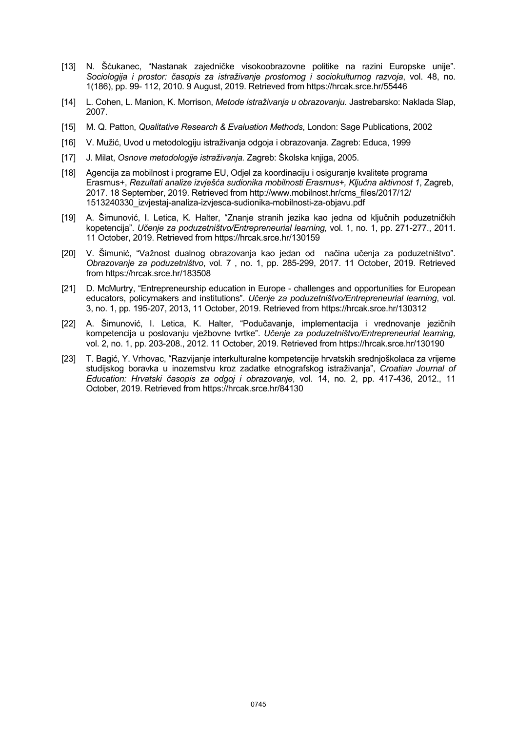[13] N. Šćukanec, "Nastanak zajedničke visokoobrazovne politike na razini Europske unije". *Sociologija i prostor: časopis za istraživanje prostornog i sociokulturnog razvoja*, vol. 48, no. 1(186), pp. 99- 112, 2010. 9 August, 2019. Retrieved from https://hrcak.srce.hr/55446

[14] L. Cohen, L. Manion, K. Morrison, *Metode istraživanja u obrazovanju.* Jastrebarsko: Naklada Slap, 2007.

[15] M. Q. Patton, *Qualitative Research & Evaluation Methods*, London: Sage Publications, 2002

[16] V. Mužić, Uvod u metodologiju istraživanja odgoja i obrazovanja. Zagreb: Educa, 1999

[17] J. Milat, *Osnove metodologije istraživanja.* Zagreb: Školska knjiga, 2005.

[18] Agencija za mobilnost i programe EU, Odjel za koordinaciju i osiguranje kvalitete programa Erasmus+, *Rezultati analize izvješća sudionika mobilnosti Erasmus+, Ključna aktivnost 1*, Zagreb, 2017. 18 September, 2019. Retrieved from http://www.mobilnost.hr/cms_files/2017/12/1513240330_izvjestaj-analiza-izvjesca-sudionika-mobilnosti-za-objavu.pdf

[19] A. Šimunović, I. Letica, K. Halter, "Znanje stranih jezika kao jedna od ključnih poduzetničkih kopetencija". *Učenje za poduzetništvo/Entrepreneurial learning,* vol. 1, no. 1, pp. 271-277., 2011. 11 October, 2019. Retrieved from https://hrcak.srce.hr/130159

[20] V. Šimunić, "Važnost dualnog obrazovanja kao jedan od načina učenja za poduzetništvo". *Obrazovanje za poduzetništvo*, vol*.* 7 , no. 1, pp. 285-299, 2017. 11 October, 2019. Retrieved from https://hrcak.srce.hr/183508

[21] D. McMurtry, "Entrepreneurship education in Europe - challenges and opportunities for European educators, policymakers and institutions". *Učenje za poduzetništvo/Entrepreneurial learning*, vol. 3, no. 1, pp. 195-207, 2013, 11 October, 2019. Retrieved from https://hrcak.srce.hr/130312

[22] A. Šimunović, I. Letica, K. Halter, "Podučavanje, implementacija i vrednovanje jezičnih kompetencija u poslovanju vježbovne tvrtke". *Učenje za poduzetništvo/Entrepreneurial learning,* vol. 2, no. 1, pp. 203-208., 2012. 11 October, 2019. Retrieved from https://hrcak.srce.hr/130190

[23] T. Bagić, Y. Vrhovac, "Razvijanje interkulturalne kompetencije hrvatskih srednjoškolaca za vrijeme studijskog boravka u inozemstvu kroz zadatke etnografskog istraživanja", *Croatian Journal of Education: Hrvatski časopis za odgoj i obrazovanje*, vol. 14, no. 2, pp. 417-436, 2012., 11 October, 2019. Retrieved from https://hrcak.srce.hr/84130